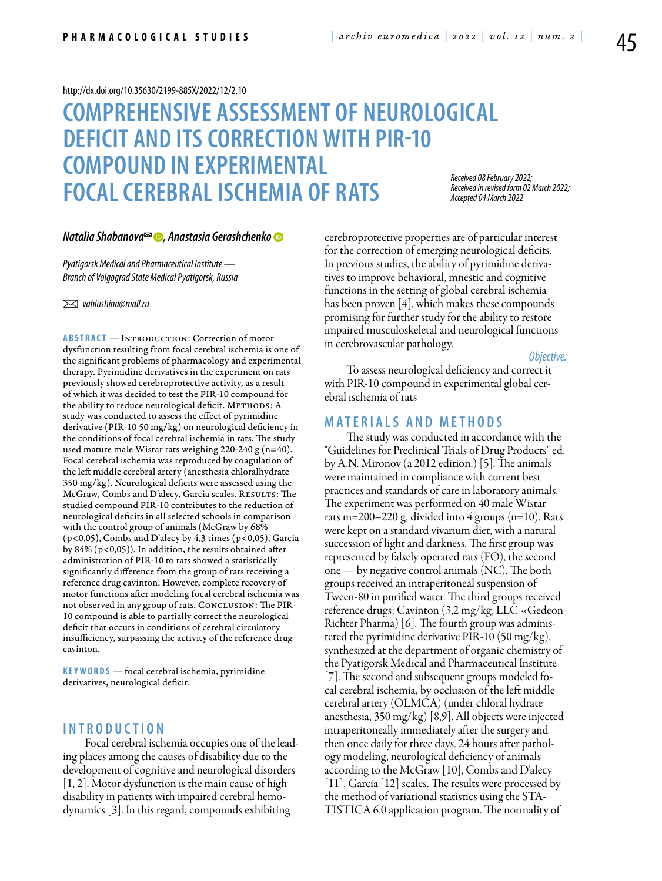http://dx.doi.org/10.35630/2199-885X/2022/12/2.10

# COMPREHENSIVE ASSESSMENT OF NEUROLOGICAL DEFICIT AND ITS CORRECTION WITH PIR-10 COMPOUND IN EXPERIMENTAL FOCAL CEREBRAL ISCHEMIA OF RATS

*Received 08 February 2022; Received in revised form 02 March 2022; Accepted 04 March 2022*

***Natalia Shabanova, Anastasia Gerashchenko***

*Pyatigorsk Medical and Pharmaceutical Institute — Branch of Volgograd State Medical Pyatigorsk, Russia*

*vahlushina@mail.ru*

**ABSTRACT** — INTRODUCTION: Correction of motor dysfunction resulting from focal cerebral ischemia is one of the significant problems of pharmacology and experimental therapy. Pyrimidine derivatives in the experiment on rats previously showed cerebroprotective activity, as a result of which it was decided to test the PIR-10 compound for the ability to reduce neurological deficit. METHODS: A study was conducted to assess the effect of pyrimidine derivative (PIR-10 50 mg/kg) on neurological deficiency in the conditions of focal cerebral ischemia in rats. The study used mature male Wistar rats weighing 220-240 g (n=40). Focal cerebral ischemia was reproduced by coagulation of the left middle cerebral artery (anesthesia chloralhydrate 350 mg/kg). Neurological deficits were assessed using the McGraw, Combs and D'alecy, Garcia scales. RESULTS: The studied compound PIR-10 contributes to the reduction of neurological deficits in all selected schools in comparison with the control group of animals (McGraw by 68% (p<0,05), Combs and D'alecy by 4,3 times (p<0,05), Garcia by 84% (p<0,05)). In addition, the results obtained after administration of PIR-10 to rats showed a statistically significantly difference from the group of rats receiving a reference drug cavinton. However, complete recovery of motor functions after modeling focal cerebral ischemia was not observed in any group of rats. CONCLUSION: The PIR-10 compound is able to partially correct the neurological deficit that occurs in conditions of cerebral circulatory insufficiency, surpassing the activity of the reference drug cavinton.

**KEYWORDS** — focal cerebral ischemia, pyrimidine derivatives, neurological deficit.

## INTRODUCTION

Focal cerebral ischemia occupies one of the leading places among the causes of disability due to the development of cognitive and neurological disorders [1, 2]. Motor dysfunction is the main cause of high disability in patients with impaired cerebral hemodynamics [3]. In this regard, compounds exhibiting cerebroprotective properties are of particular interest for the correction of emerging neurological deficits. In previous studies, the ability of pyrimidine derivatives to improve behavioral, mnestic and cognitive functions in the setting of global cerebral ischemia has been proven [4], which makes these compounds promising for further study for the ability to restore impaired musculoskeletal and neurological functions in cerebrovascular pathology.

*Objective:*

To assess neurological deficiency and correct it with PIR-10 compound in experimental global cerebral ischemia of rats

## MATERIALS AND METHODS

The study was conducted in accordance with the "Guidelines for Preclinical Trials of Drug Products" ed. by A.N. Mironov (a 2012 edition.) [5]. The animals were maintained in compliance with current best practices and standards of care in laboratory animals. The experiment was performed on 40 male Wistar rats m=200–220 g, divided into 4 groups (n=10). Rats were kept on a standard vivarium diet, with a natural succession of light and darkness. The first group was represented by falsely operated rats (FO), the second one — by negative control animals (NC). The both groups received an intraperitoneal suspension of Tween-80 in purified water. The third groups received reference drugs: Cavinton (3,2 mg/kg, LLC «Gedeon Richter Pharma) [6]. The fourth group was administered the pyrimidine derivative PIR-10 (50 mg/kg), synthesized at the department of organic chemistry of the Pyatigorsk Medical and Pharmaceutical Institute [7]. The second and subsequent groups modeled focal cerebral ischemia, by occlusion of the left middle cerebral artery (OLMCA) (under chloral hydrate anesthesia, 350 mg/kg) [8,9]. All objects were injected intraperitoneally immediately after the surgery and then once daily for three days. 24 hours after pathology modeling, neurological deficiency of animals according to the McGraw [10], Combs and D'alecy [11], Garcia [12] scales. The results were processed by the method of variational statistics using the STATISTICA 6.0 application program. The normality of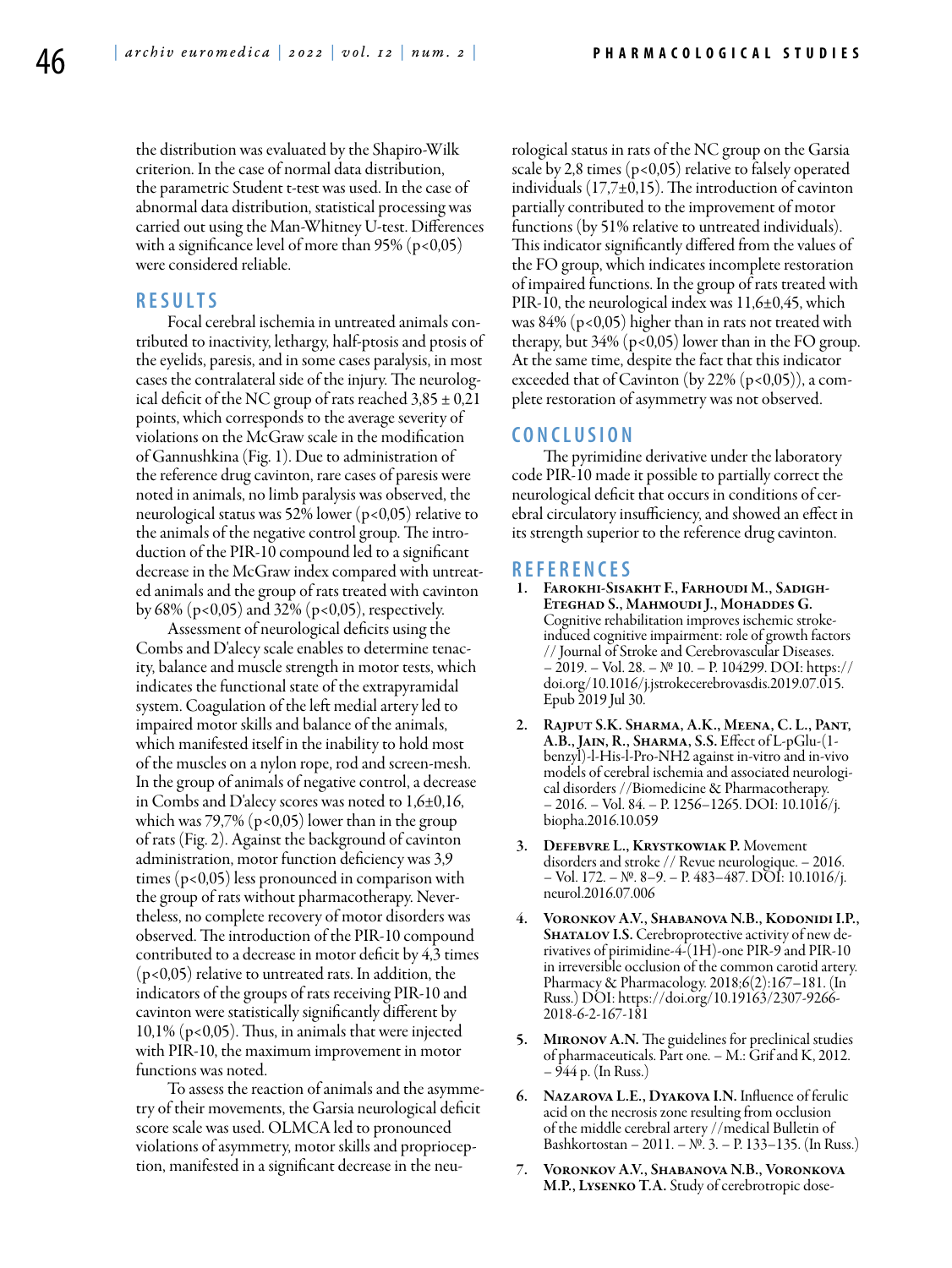the distribution was evaluated by the Shapiro-Wilk criterion. In the case of normal data distribution, the parametric Student t-test was used. In the case of abnormal data distribution, statistical processing was carried out using the Man-Whitney U-test. Differences with a significance level of more than 95% ($p<0,05$) were considered reliable.

## RESULTS

Focal cerebral ischemia in untreated animals contributed to inactivity, lethargy, half-ptosis and ptosis of the eyelids, paresis, and in some cases paralysis, in most cases the contralateral side of the injury. The neurological deficit of the NC group of rats reached $3,85 \pm 0,21$ points, which corresponds to the average severity of violations on the McGraw scale in the modification of Gannushkina (Fig. 1). Due to administration of the reference drug cavinton, rare cases of paresis were noted in animals, no limb paralysis was observed, the neurological status was 52% lower ($p<0,05$) relative to the animals of the negative control group. The introduction of the PIR-10 compound led to a significant decrease in the McGraw index compared with untreated animals and the group of rats treated with cavinton by 68% ($p<0,05$) and 32% ($p<0,05$), respectively.

Assessment of neurological deficits using the Combs and D'alecy scale enables to determine tenacity, balance and muscle strength in motor tests, which indicates the functional state of the extrapyramidal system. Coagulation of the left medial artery led to impaired motor skills and balance of the animals, which manifested itself in the inability to hold most of the muscles on a nylon rope, rod and screen-mesh. In the group of animals of negative control, a decrease in Combs and D'alecy scores was noted to $1,6 \pm 0,16$, which was 79,7% ($p<0,05$) lower than in the group of rats (Fig. 2). Against the background of cavinton administration, motor function deficiency was 3,9 times ($p<0,05$) less pronounced in comparison with the group of rats without pharmacotherapy. Nevertheless, no complete recovery of motor disorders was observed. The introduction of the PIR-10 compound contributed to a decrease in motor deficit by 4,3 times ($p<0,05$) relative to untreated rats. In addition, the indicators of the groups of rats receiving PIR-10 and cavinton were statistically significantly different by 10,1% ($p<0,05$). Thus, in animals that were injected with PIR-10, the maximum improvement in motor functions was noted.

To assess the reaction of animals and the asymmetry of their movements, the Garsia neurological deficit score scale was used. OLMCA led to pronounced violations of asymmetry, motor skills and proprioception, manifested in a significant decrease in the neurological status in rats of the NC group on the Garsia scale by 2,8 times ($p<0,05$) relative to falsely operated individuals ($17,7 \pm 0,15$). The introduction of cavinton partially contributed to the improvement of motor functions (by 51% relative to untreated individuals). This indicator significantly differed from the values of the FO group, which indicates incomplete restoration of impaired functions. In the group of rats treated with PIR-10, the neurological index was $11,6 \pm 0,45$, which was 84% ($p<0,05$) higher than in rats not treated with therapy, but 34% ($p<0,05$) lower than in the FO group. At the same time, despite the fact that this indicator exceeded that of Cavinton (by 22% ($p<0,05$)), a complete restoration of asymmetry was not observed.

## CONCLUSION

The pyrimidine derivative under the laboratory code PIR-10 made it possible to partially correct the neurological deficit that occurs in conditions of cerebral circulatory insufficiency, and showed an effect in its strength superior to the reference drug cavinton.

## REFERENCES

1. **Farokhi-Sisakht F., Farhoudi M., Sadigh-Eteghad S., Mahmoudi J., Mohaddes G.** Cognitive rehabilitation improves ischemic stroke-induced cognitive impairment: role of growth factors // Journal of Stroke and Cerebrovascular Diseases. – 2019. – Vol. 28. – № 10. – P. 104299. DOI: https://doi.org/10.1016/j.jstrokecerebrovasdis.2019.07.015. Epub 2019 Jul 30.
2. **Rajput S.K. Sharma, A.K., Meena, C. L., Pant, A.B., Jain, R., Sharma, S.S.** Effect of L-pGlu-(1-benzyl)-l-His-l-Pro-NH2 against in-vitro and in-vivo models of cerebral ischemia and associated neurological disorders //Biomedicine & Pharmacotherapy. – 2016. – Vol. 84. – P. 1256–1265. DOI: 10.1016/j.biopha.2016.10.059
3. **Defebvre L., Krystkowiak P.** Movement disorders and stroke // Revue neurologique. – 2016. – Vol. 172. – №. 8–9. – P. 483–487. DOI: 10.1016/j.neurol.2016.07.006
4. **Voronkov A.V., Shabanova N.B., Kodonidi I.P., Shatalov I.S.** Cerebroprotective activity of new derivatives of pirimidine-4-(1H)-one PIR-9 and PIR-10 in irreversible occlusion of the common carotid artery. Pharmacy & Pharmacology. 2018;6(2):167–181. (In Russ.) DOI: https://doi.org/10.19163/2307-9266-2018-6-2-167-181
5. **Mironov A.N.** The guidelines for preclinical studies of pharmaceuticals. Part one. – M.: Grif and K, 2012. – 944 p. (In Russ.)
6. **Nazarova L.E., Dyakova I.N.** Influence of ferulic acid on the necrosis zone resulting from occlusion of the middle cerebral artery //medical Bulletin of Bashkortostan – 2011. – №. 3. – P. 133–135. (In Russ.)
7. **Voronkov A.V., Shabanova N.B., Voronkova M.P., Lysenko T.A.** Study of cerebrotropic dose-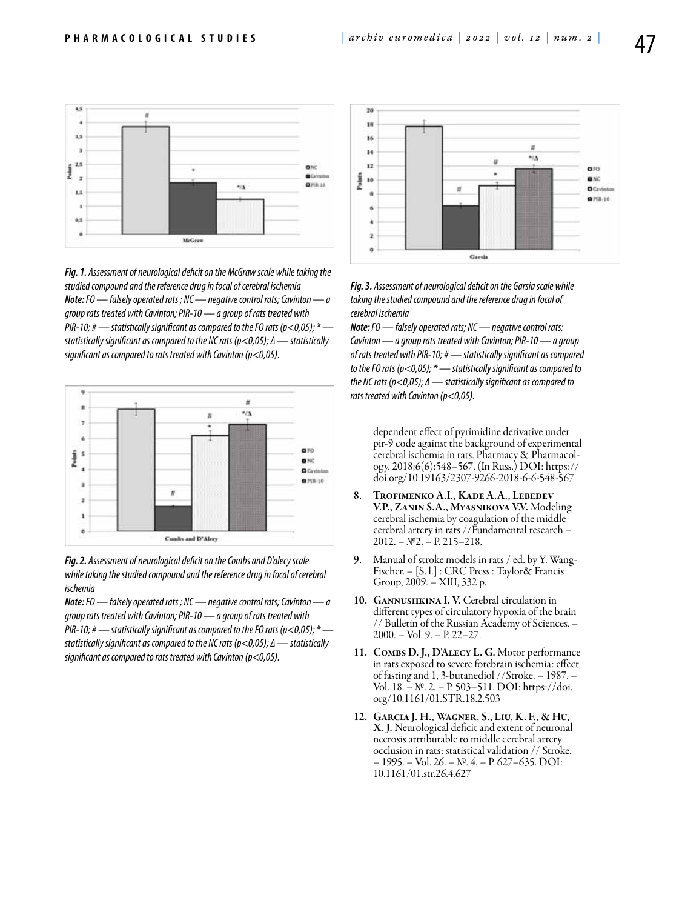4,5
4
3,5
3
2,5
2
1,5
1
0,5
0
Points
#
*
*/Δ
NC
Cavinton
PIR-10
McGraw

*Fig. 1. Assessment of neurological deficit on the McGraw scale while taking the studied compound and the reference drug in focal of cerebral ischemia*
***Note:*** *FO — falsely operated rats ; NC — negative control rats; Cavinton — a group rats treated with Cavinton; PIR-10 — a group of rats treated with PIR-10; # — statistically significant as compared to the FO rats (p<0,05); * — statistically significant as compared to the NC rats (p<0,05); Δ — statistically significant as compared to rats treated with Cavinton (p<0,05).*

9
8
7
6
5
4
3
2
1
0
Points
#
#
*
#
*/Δ
FO
NC
Cavinton
PIR-10
Combs and D'Alecy

*Fig. 2. Assessment of neurological deficit on the Combs and D'alecy scale while taking the studied compound and the reference drug in focal of cerebral ischemia*
***Note:*** *FO — falsely operated rats ; NC — negative control rats; Cavinton — a group rats treated with Cavinton; PIR-10 — a group of rats treated with PIR-10; # — statistically significant as compared to the FO rats (p<0,05); * — statistically significant as compared to the NC rats (p<0,05); Δ — statistically significant as compared to rats treated with Cavinton (p<0,05).*

20
18
16
14
12
10
8
6
4
2
0
Points
#
#
*
#
*/Δ
FO
NC
Cavinton
PIR-10
Garsia

*Fig. 3. Assessment of neurological deficit on the Garsia scale while taking the studied compound and the reference drug in focal of cerebral ischemia*
***Note:*** *FO — falsely operated rats; NC — negative control rats; Cavinton — a group rats treated with Cavinton; PIR-10 — a group of rats treated with PIR-10; # — statistically significant as compared to the FO rats (p<0,05); * — statistically significant as compared to the NC rats (p<0,05); Δ — statistically significant as compared to rats treated with Cavinton (p<0,05).*

dependent effect of pyrimidine derivative under pir-9 code against the background of experimental cerebral ischemia in rats. Pharmacy & Pharmacology. 2018;6(6):548–567. (In Russ.) DOI: https://doi.org/10.19163/2307-9266-2018-6-6-548-567

8. **Trofimenko A.I., Kade A.A., Lebedev V.P., Zanin S.A., Myasnikova V.V.** Modeling cerebral ischemia by coagulation of the middle cerebral artery in rats //Fundamental research – 2012. – №2. – P. 215–218.
9. Manual of stroke models in rats / ed. by Y. Wang-Fischer. – [S. l.] : CRC Press : Taylor& Francis Group, 2009. – XIII, 332 p.
10. **Gannushkina I. V.** Cerebral circulation in different types of circulatory hypoxia of the brain // Bulletin of the Russian Academy of Sciences. – 2000. – Vol. 9. – P. 22–27.
11. **Combs D. J., D'Alecy L. G.** Motor performance in rats exposed to severe forebrain ischemia: effect of fasting and 1, 3-butanediol //Stroke. – 1987. – Vol. 18. – №. 2. – P. 503–511. DOI: https://doi.org/10.1161/01.STR.18.2.503
12. **Garcia J. H., Wagner, S., Liu, K. F., & Hu, X. J.** Neurological deficit and extent of neuronal necrosis attributable to middle cerebral artery occlusion in rats: statistical validation // Stroke. – 1995. – Vol. 26. – №. 4. – P. 627–635. DOI: 10.1161/01.str.26.4.627